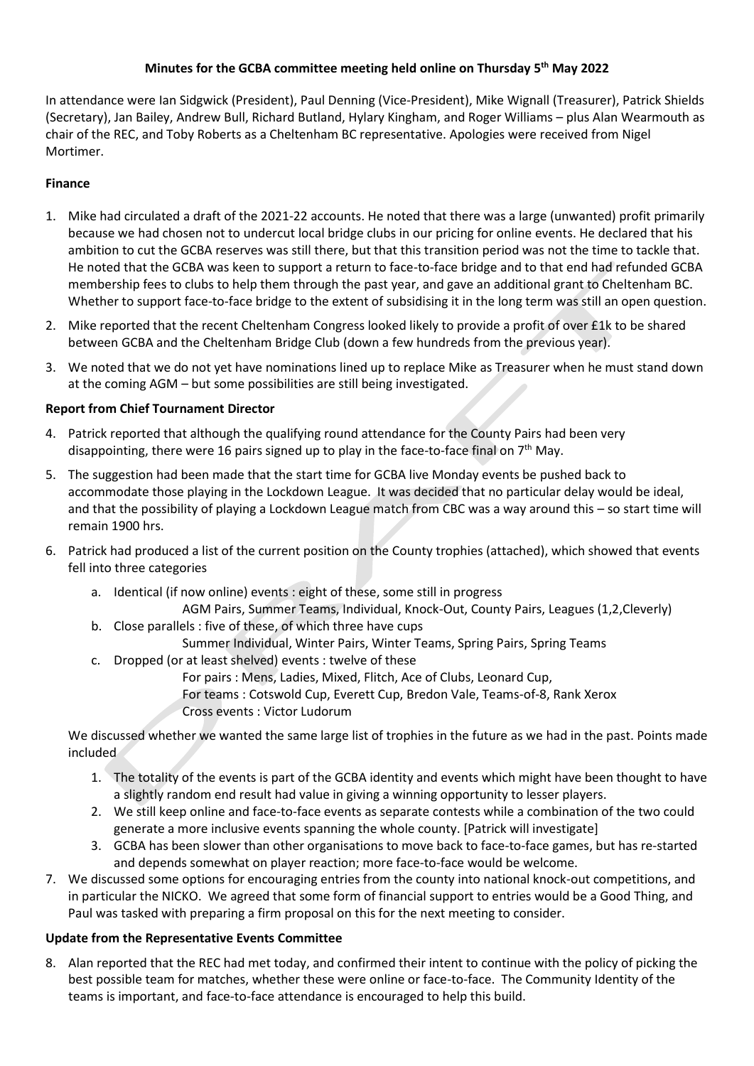**Minutes for the GCBA committee meeting held online on Thursday 5th May 2022**

In attendance were Ian Sidgwick (President), Paul Denning (Vice-President), Mike Wignall (Treasurer), Patrick Shields (Secretary), Jan Bailey, Andrew Bull, Richard Butland, Hylary Kingham, and Roger Williams – plus Alan Wearmouth as chair of the REC, and Toby Roberts as a Cheltenham BC representative. Apologies were received from Nigel Mortimer.

**Finance**

1. Mike had circulated a draft of the 2021-22 accounts. He noted that there was a large (unwanted) profit primarily because we had chosen not to undercut local bridge clubs in our pricing for online events. He declared that his ambition to cut the GCBA reserves was still there, but that this transition period was not the time to tackle that. He noted that the GCBA was keen to support a return to face-to-face bridge and to that end had refunded GCBA membership fees to clubs to help them through the past year, and gave an additional grant to Cheltenham BC. Whether to support face-to-face bridge to the extent of subsidising it in the long term was still an open question.
2. Mike reported that the recent Cheltenham Congress looked likely to provide a profit of over £1k to be shared between GCBA and the Cheltenham Bridge Club (down a few hundreds from the previous year).
3. We noted that we do not yet have nominations lined up to replace Mike as Treasurer when he must stand down at the coming AGM – but some possibilities are still being investigated.

**Report from Chief Tournament Director**

4. Patrick reported that although the qualifying round attendance for the County Pairs had been very disappointing, there were 16 pairs signed up to play in the face-to-face final on 7th May.
5. The suggestion had been made that the start time for GCBA live Monday events be pushed back to accommodate those playing in the Lockdown League. It was decided that no particular delay would be ideal, and that the possibility of playing a Lockdown League match from CBC was a way around this – so start time will remain 1900 hrs.
6. Patrick had produced a list of the current position on the County trophies (attached), which showed that events fell into three categories
   a. Identical (if now online) events : eight of these, some still in progress
      AGM Pairs, Summer Teams, Individual, Knock-Out, County Pairs, Leagues (1,2,Cleverly)
   b. Close parallels : five of these, of which three have cups
      Summer Individual, Winter Pairs, Winter Teams, Spring Pairs, Spring Teams
   c. Dropped (or at least shelved) events : twelve of these
      For pairs : Mens, Ladies, Mixed, Flitch, Ace of Clubs, Leonard Cup,
      For teams : Cotswold Cup, Everett Cup, Bredon Vale, Teams-of-8, Rank Xerox
      Cross events : Victor Ludorum

   We discussed whether we wanted the same large list of trophies in the future as we had in the past. Points made included

   1. The totality of the events is part of the GCBA identity and events which might have been thought to have a slightly random end result had value in giving a winning opportunity to lesser players.
   2. We still keep online and face-to-face events as separate contests while a combination of the two could generate a more inclusive events spanning the whole county. [Patrick will investigate]
   3. GCBA has been slower than other organisations to move back to face-to-face games, but has re-started and depends somewhat on player reaction; more face-to-face would be welcome.
7. We discussed some options for encouraging entries from the county into national knock-out competitions, and in particular the NICKO. We agreed that some form of financial support to entries would be a Good Thing, and Paul was tasked with preparing a firm proposal on this for the next meeting to consider.

**Update from the Representative Events Committee**

8. Alan reported that the REC had met today, and confirmed their intent to continue with the policy of picking the best possible team for matches, whether these were online or face-to-face. The Community Identity of the teams is important, and face-to-face attendance is encouraged to help this build.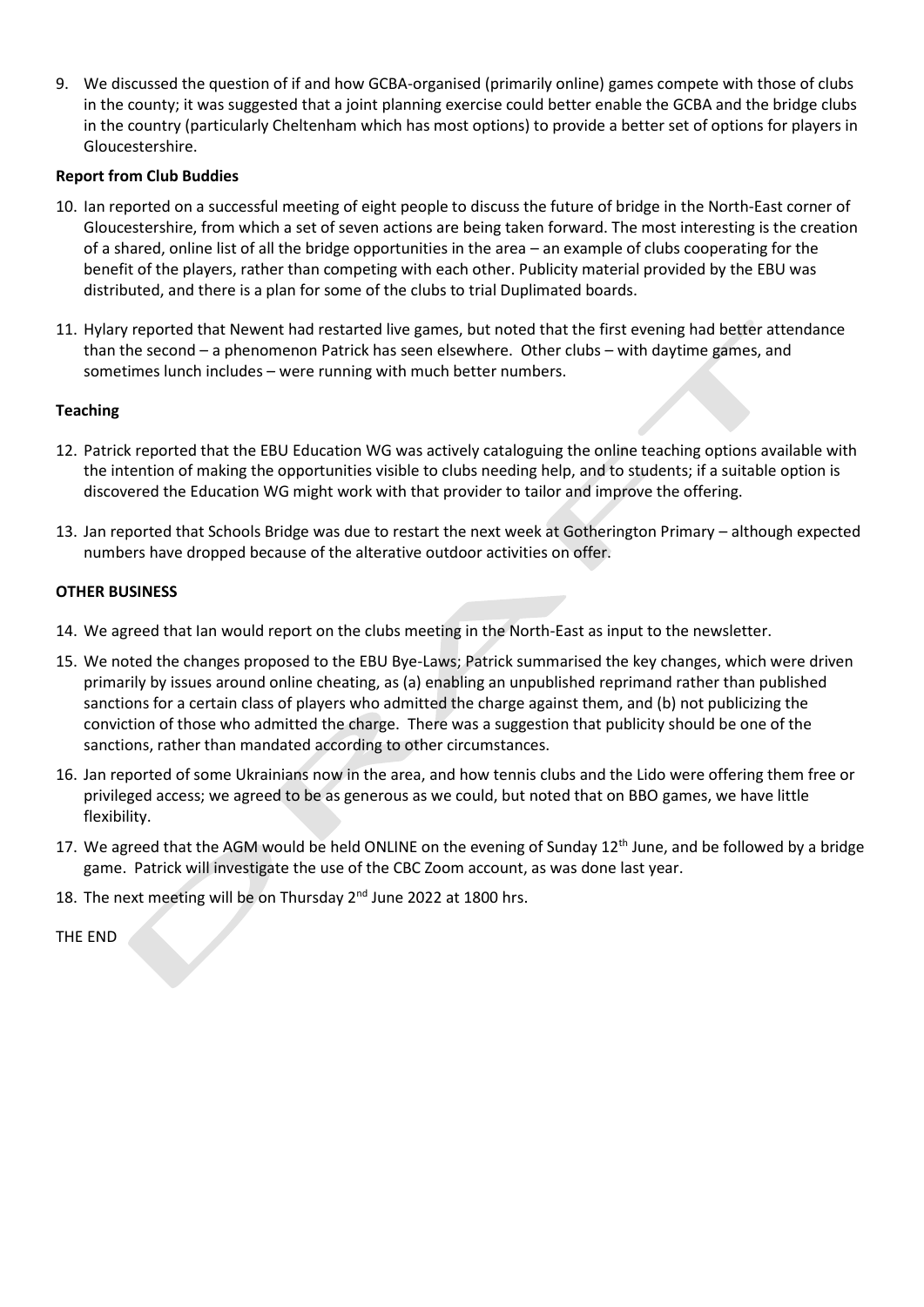9. We discussed the question of if and how GCBA-organised (primarily online) games compete with those of clubs in the county; it was suggested that a joint planning exercise could better enable the GCBA and the bridge clubs in the country (particularly Cheltenham which has most options) to provide a better set of options for players in Gloucestershire.

**Report from Club Buddies**

10. Ian reported on a successful meeting of eight people to discuss the future of bridge in the North-East corner of Gloucestershire, from which a set of seven actions are being taken forward. The most interesting is the creation of a shared, online list of all the bridge opportunities in the area – an example of clubs cooperating for the benefit of the players, rather than competing with each other. Publicity material provided by the EBU was distributed, and there is a plan for some of the clubs to trial Duplimated boards.

11. Hylary reported that Newent had restarted live games, but noted that the first evening had better attendance than the second – a phenomenon Patrick has seen elsewhere. Other clubs – with daytime games, and sometimes lunch includes – were running with much better numbers.

**Teaching**

12. Patrick reported that the EBU Education WG was actively cataloguing the online teaching options available with the intention of making the opportunities visible to clubs needing help, and to students; if a suitable option is discovered the Education WG might work with that provider to tailor and improve the offering.

13. Jan reported that Schools Bridge was due to restart the next week at Gotherington Primary – although expected numbers have dropped because of the alterative outdoor activities on offer.

**OTHER BUSINESS**

14. We agreed that Ian would report on the clubs meeting in the North-East as input to the newsletter.

15. We noted the changes proposed to the EBU Bye-Laws; Patrick summarised the key changes, which were driven primarily by issues around online cheating, as (a) enabling an unpublished reprimand rather than published sanctions for a certain class of players who admitted the charge against them, and (b) not publicizing the conviction of those who admitted the charge. There was a suggestion that publicity should be one of the sanctions, rather than mandated according to other circumstances.

16. Jan reported of some Ukrainians now in the area, and how tennis clubs and the Lido were offering them free or privileged access; we agreed to be as generous as we could, but noted that on BBO games, we have little flexibility.

17. We agreed that the AGM would be held ONLINE on the evening of Sunday 12th June, and be followed by a bridge game. Patrick will investigate the use of the CBC Zoom account, as was done last year.

18. The next meeting will be on Thursday 2nd June 2022 at 1800 hrs.

THE END